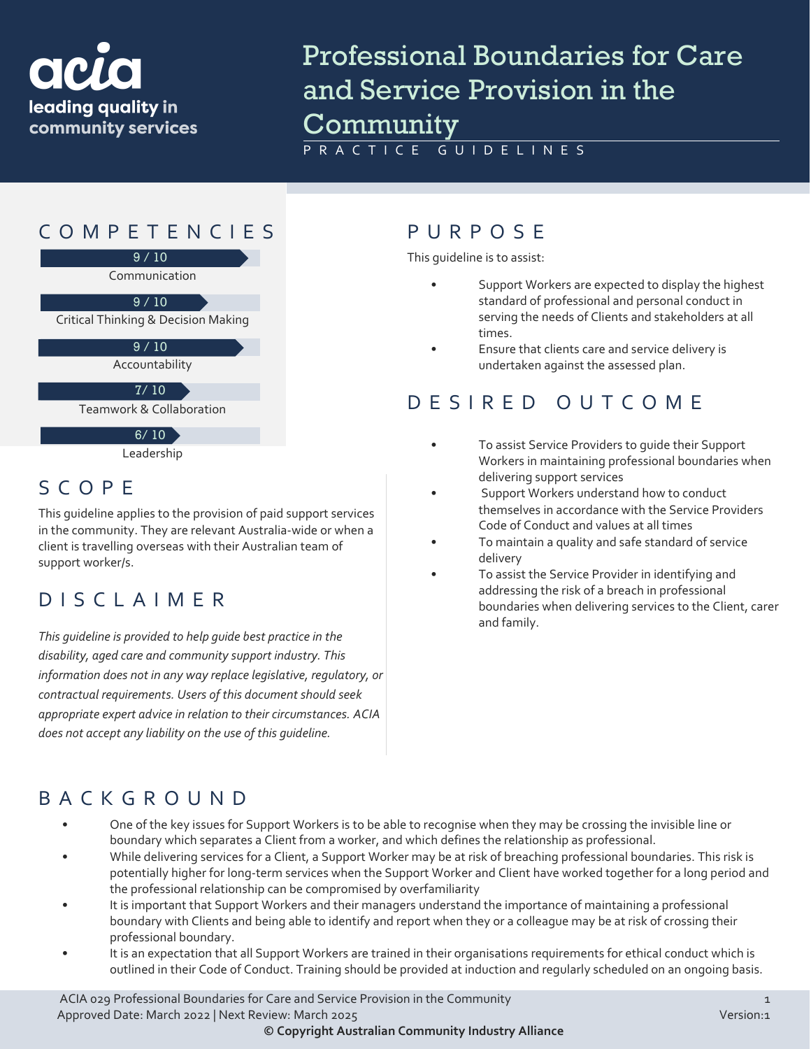acia
leading quality in community services

# Professional Boundaries for Care and Service Provision in the Community

PRACTICE GUIDELINES

## COMPETENCIES

9 / 10
Communication

9 / 10
Critical Thinking & Decision Making

9 / 10
Accountability

7/ 10
Teamwork & Collaboration

6/ 10
Leadership

## SCOPE

This guideline applies to the provision of paid support services in the community. They are relevant Australia-wide or when a client is travelling overseas with their Australian team of support worker/s.

## DISCLAIMER

*This guideline is provided to help guide best practice in the disability, aged care and community support industry. This information does not in any way replace legislative, regulatory, or contractual requirements. Users of this document should seek appropriate expert advice in relation to their circumstances. ACIA does not accept any liability on the use of this guideline.*

## PURPOSE

This guideline is to assist:

- Support Workers are expected to display the highest standard of professional and personal conduct in serving the needs of Clients and stakeholders at all times.
- Ensure that clients care and service delivery is undertaken against the assessed plan.

## DESIRED OUTCOME

- To assist Service Providers to guide their Support Workers in maintaining professional boundaries when delivering support services
- Support Workers understand how to conduct themselves in accordance with the Service Providers Code of Conduct and values at all times
- To maintain a quality and safe standard of service delivery
- To assist the Service Provider in identifying and addressing the risk of a breach in professional boundaries when delivering services to the Client, carer and family.

## BACKGROUND

- One of the key issues for Support Workers is to be able to recognise when they may be crossing the invisible line or boundary which separates a Client from a worker, and which defines the relationship as professional.
- While delivering services for a Client, a Support Worker may be at risk of breaching professional boundaries. This risk is potentially higher for long-term services when the Support Worker and Client have worked together for a long period and the professional relationship can be compromised by overfamiliarity
- It is important that Support Workers and their managers understand the importance of maintaining a professional boundary with Clients and being able to identify and report when they or a colleague may be at risk of crossing their professional boundary.
- It is an expectation that all Support Workers are trained in their organisations requirements for ethical conduct which is outlined in their Code of Conduct. Training should be provided at induction and regularly scheduled on an ongoing basis.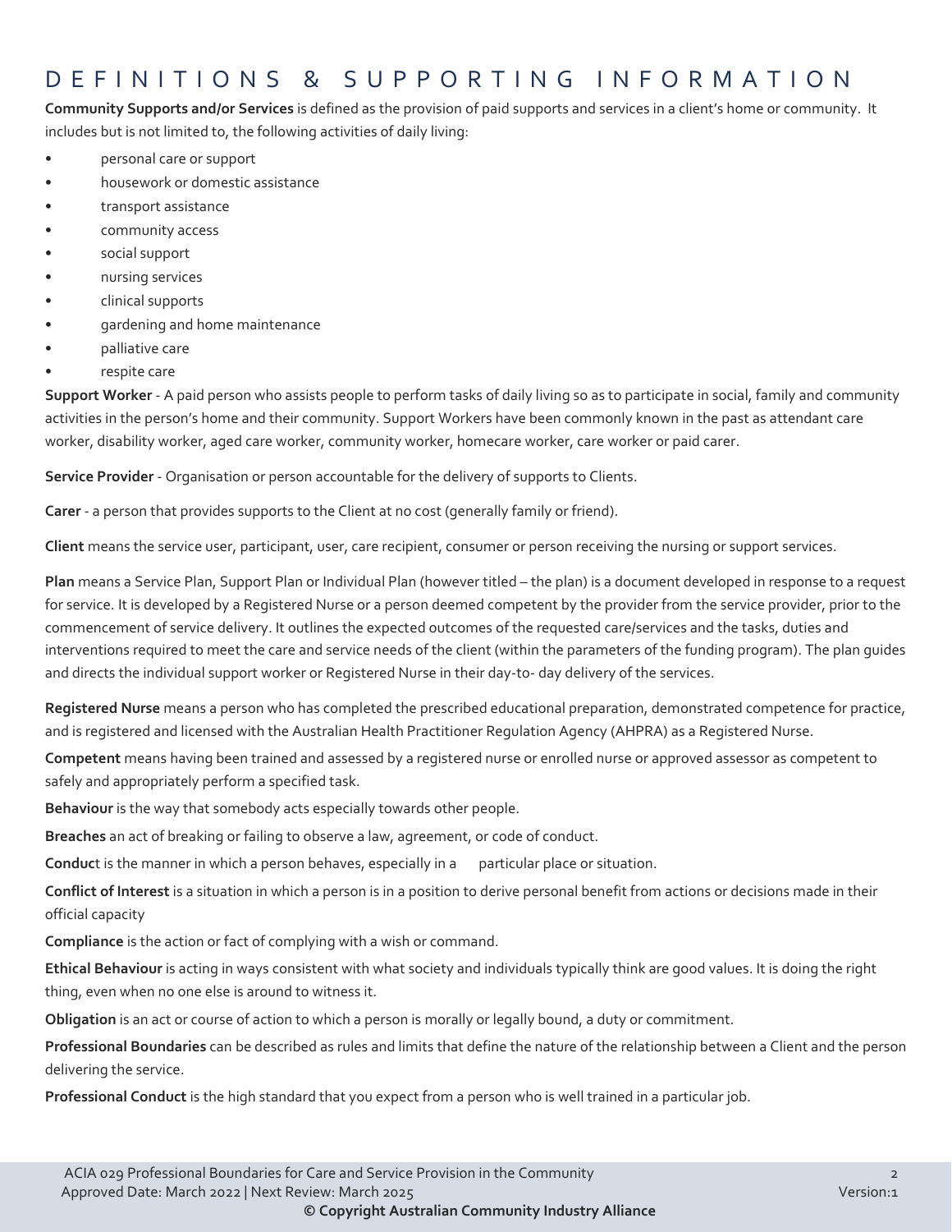# DEFINITIONS & SUPPORTING INFORMATION

**Community Supports and/or Services** is defined as the provision of paid supports and services in a client's home or community. It includes but is not limited to, the following activities of daily living:

- personal care or support
- housework or domestic assistance
- transport assistance
- community access
- social support
- nursing services
- clinical supports
- gardening and home maintenance
- palliative care
- respite care

**Support Worker** - A paid person who assists people to perform tasks of daily living so as to participate in social, family and community activities in the person's home and their community. Support Workers have been commonly known in the past as attendant care worker, disability worker, aged care worker, community worker, homecare worker, care worker or paid carer.

**Service Provider** - Organisation or person accountable for the delivery of supports to Clients.

**Carer** - a person that provides supports to the Client at no cost (generally family or friend).

**Client** means the service user, participant, user, care recipient, consumer or person receiving the nursing or support services.

**Plan** means a Service Plan, Support Plan or Individual Plan (however titled – the plan) is a document developed in response to a request for service. It is developed by a Registered Nurse or a person deemed competent by the provider from the service provider, prior to the commencement of service delivery. It outlines the expected outcomes of the requested care/services and the tasks, duties and interventions required to meet the care and service needs of the client (within the parameters of the funding program). The plan guides and directs the individual support worker or Registered Nurse in their day-to- day delivery of the services.

**Registered Nurse** means a person who has completed the prescribed educational preparation, demonstrated competence for practice, and is registered and licensed with the Australian Health Practitioner Regulation Agency (AHPRA) as a Registered Nurse.

**Competent** means having been trained and assessed by a registered nurse or enrolled nurse or approved assessor as competent to safely and appropriately perform a specified task.

**Behaviour** is the way that somebody acts especially towards other people.

**Breaches** an act of breaking or failing to observe a law, agreement, or code of conduct.

**Conduct** is the manner in which a person behaves, especially in a particular place or situation.

**Conflict of Interest** is a situation in which a person is in a position to derive personal benefit from actions or decisions made in their official capacity

**Compliance** is the action or fact of complying with a wish or command.

**Ethical Behaviour** is acting in ways consistent with what society and individuals typically think are good values. It is doing the right thing, even when no one else is around to witness it.

**Obligation** is an act or course of action to which a person is morally or legally bound, a duty or commitment.

**Professional Boundaries** can be described as rules and limits that define the nature of the relationship between a Client and the person delivering the service.

**Professional Conduct** is the high standard that you expect from a person who is well trained in a particular job.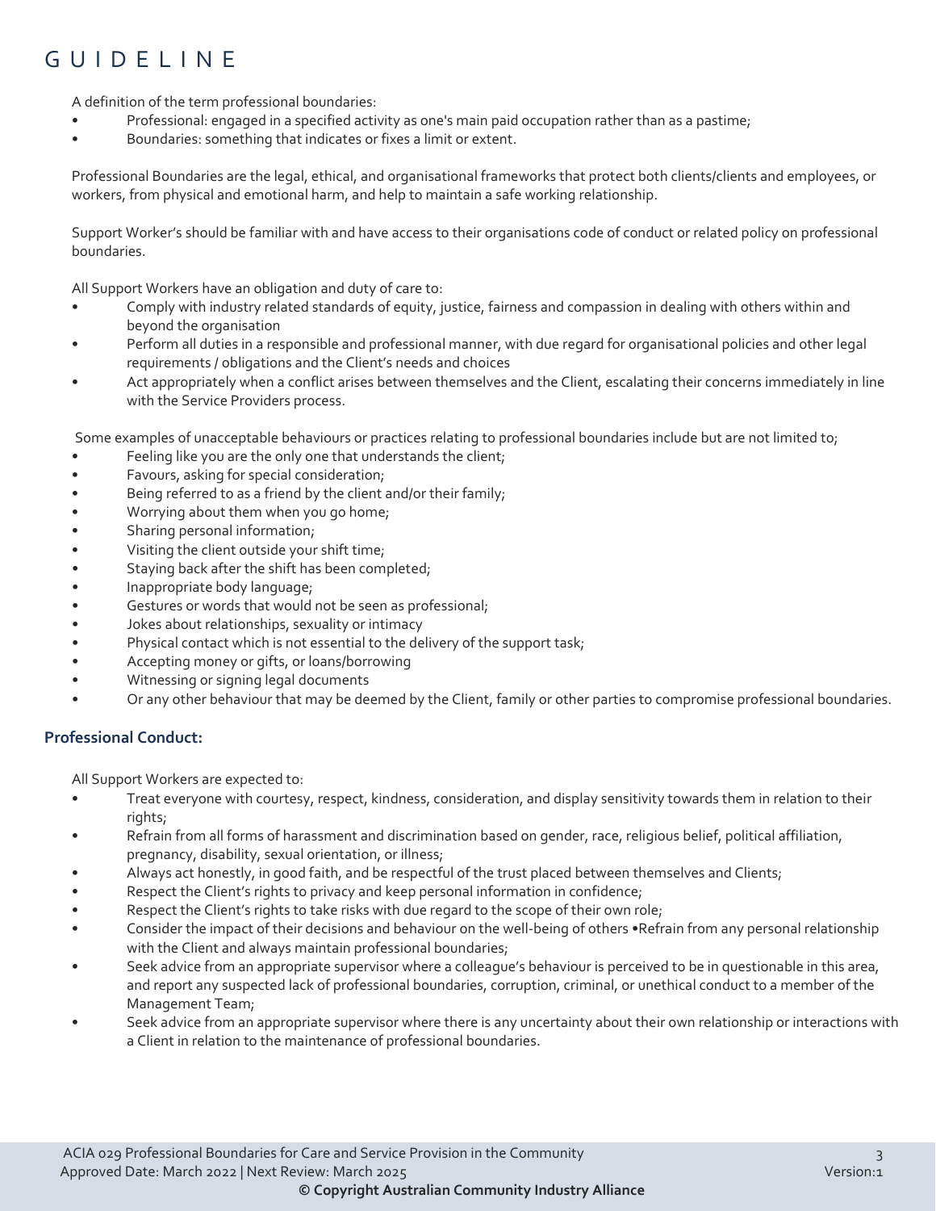# GUIDELINE

A definition of the term professional boundaries:

- Professional: engaged in a specified activity as one's main paid occupation rather than as a pastime;
- Boundaries: something that indicates or fixes a limit or extent.

Professional Boundaries are the legal, ethical, and organisational frameworks that protect both clients/clients and employees, or workers, from physical and emotional harm, and help to maintain a safe working relationship.

Support Worker's should be familiar with and have access to their organisations code of conduct or related policy on professional boundaries.

All Support Workers have an obligation and duty of care to:

- Comply with industry related standards of equity, justice, fairness and compassion in dealing with others within and beyond the organisation
- Perform all duties in a responsible and professional manner, with due regard for organisational policies and other legal requirements / obligations and the Client's needs and choices
- Act appropriately when a conflict arises between themselves and the Client, escalating their concerns immediately in line with the Service Providers process.

Some examples of unacceptable behaviours or practices relating to professional boundaries include but are not limited to;

- Feeling like you are the only one that understands the client;
- Favours, asking for special consideration;
- Being referred to as a friend by the client and/or their family;
- Worrying about them when you go home;
- Sharing personal information;
- Visiting the client outside your shift time;
- Staying back after the shift has been completed;
- Inappropriate body language;
- Gestures or words that would not be seen as professional;
- Jokes about relationships, sexuality or intimacy
- Physical contact which is not essential to the delivery of the support task;
- Accepting money or gifts, or loans/borrowing
- Witnessing or signing legal documents
- Or any other behaviour that may be deemed by the Client, family or other parties to compromise professional boundaries.

### Professional Conduct:

All Support Workers are expected to:

- Treat everyone with courtesy, respect, kindness, consideration, and display sensitivity towards them in relation to their rights;
- Refrain from all forms of harassment and discrimination based on gender, race, religious belief, political affiliation, pregnancy, disability, sexual orientation, or illness;
- Always act honestly, in good faith, and be respectful of the trust placed between themselves and Clients;
- Respect the Client's rights to privacy and keep personal information in confidence;
- Respect the Client's rights to take risks with due regard to the scope of their own role;
- Consider the impact of their decisions and behaviour on the well-being of others •Refrain from any personal relationship with the Client and always maintain professional boundaries;
- Seek advice from an appropriate supervisor where a colleague's behaviour is perceived to be in questionable in this area, and report any suspected lack of professional boundaries, corruption, criminal, or unethical conduct to a member of the Management Team;
- Seek advice from an appropriate supervisor where there is any uncertainty about their own relationship or interactions with a Client in relation to the maintenance of professional boundaries.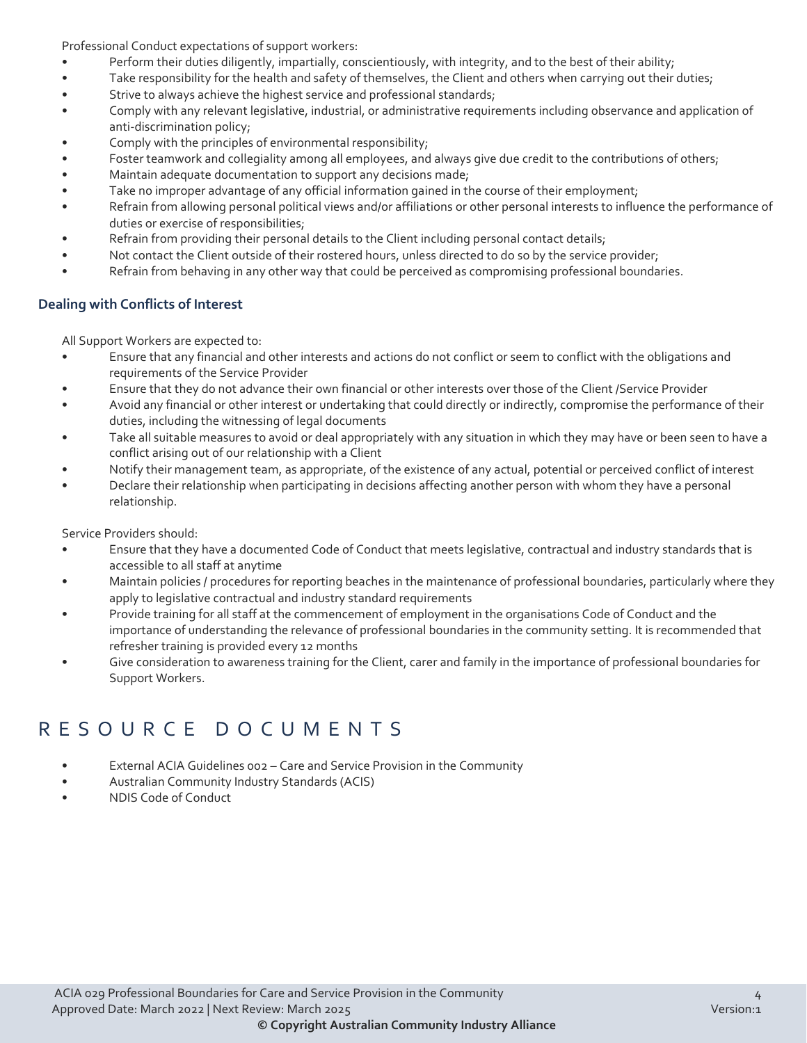Professional Conduct expectations of support workers:

- Perform their duties diligently, impartially, conscientiously, with integrity, and to the best of their ability;
- Take responsibility for the health and safety of themselves, the Client and others when carrying out their duties;
- Strive to always achieve the highest service and professional standards;
- Comply with any relevant legislative, industrial, or administrative requirements including observance and application of anti-discrimination policy;
- Comply with the principles of environmental responsibility;
- Foster teamwork and collegiality among all employees, and always give due credit to the contributions of others;
- Maintain adequate documentation to support any decisions made;
- Take no improper advantage of any official information gained in the course of their employment;
- Refrain from allowing personal political views and/or affiliations or other personal interests to influence the performance of duties or exercise of responsibilities;
- Refrain from providing their personal details to the Client including personal contact details;
- Not contact the Client outside of their rostered hours, unless directed to do so by the service provider;
- Refrain from behaving in any other way that could be perceived as compromising professional boundaries.

### Dealing with Conflicts of Interest

All Support Workers are expected to:

- Ensure that any financial and other interests and actions do not conflict or seem to conflict with the obligations and requirements of the Service Provider
- Ensure that they do not advance their own financial or other interests over those of the Client /Service Provider
- Avoid any financial or other interest or undertaking that could directly or indirectly, compromise the performance of their duties, including the witnessing of legal documents
- Take all suitable measures to avoid or deal appropriately with any situation in which they may have or been seen to have a conflict arising out of our relationship with a Client
- Notify their management team, as appropriate, of the existence of any actual, potential or perceived conflict of interest
- Declare their relationship when participating in decisions affecting another person with whom they have a personal relationship.

Service Providers should:

- Ensure that they have a documented Code of Conduct that meets legislative, contractual and industry standards that is accessible to all staff at anytime
- Maintain policies / procedures for reporting beaches in the maintenance of professional boundaries, particularly where they apply to legislative contractual and industry standard requirements
- Provide training for all staff at the commencement of employment in the organisations Code of Conduct and the importance of understanding the relevance of professional boundaries in the community setting. It is recommended that refresher training is provided every 12 months
- Give consideration to awareness training for the Client, carer and family in the importance of professional boundaries for Support Workers.

## RESOURCE DOCUMENTS

- External ACIA Guidelines 002 – Care and Service Provision in the Community
- Australian Community Industry Standards (ACIS)
- NDIS Code of Conduct